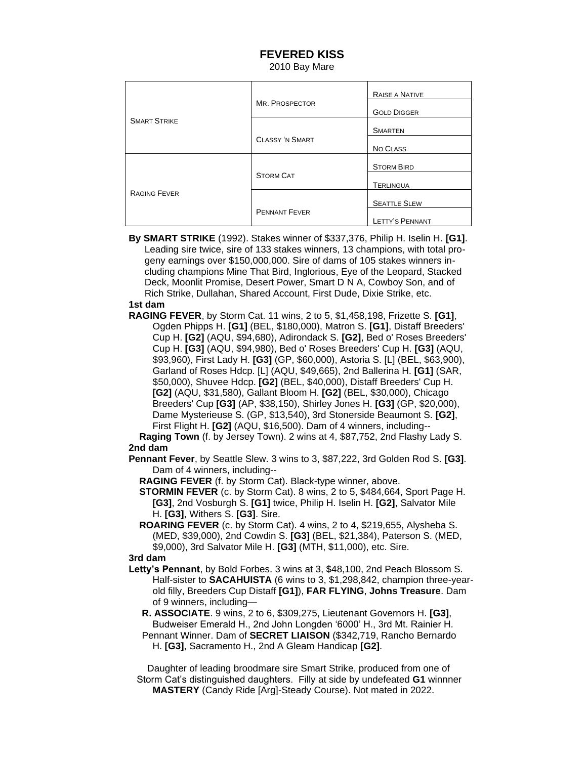# FEVERED KISS

2010 Bay Mare

| | | |
|---|---|---|
| SMART STRIKE | MR. PROSPECTOR | RAISE A NATIVE |
| | | GOLD DIGGER |
| | CLASSY 'N SMART | SMARTEN |
| | | NO CLASS |
| RAGING FEVER | STORM CAT | STORM BIRD |
| | | TERLINGUA |
| | PENNANT FEVER | SEATTLE SLEW |
| | | LETTY'S PENNANT |

**By SMART STRIKE** (1992). Stakes winner of $337,376, Philip H. Iselin H. **[G1]**. Leading sire twice, sire of 133 stakes winners, 13 champions, with total progeny earnings over $150,000,000. Sire of dams of 105 stakes winners including champions Mine That Bird, Inglorious, Eye of the Leopard, Stacked Deck, Moonlit Promise, Desert Power, Smart D N A, Cowboy Son, and of Rich Strike, Dullahan, Shared Account, First Dude, Dixie Strike, etc.

**1st dam**

**RAGING FEVER**, by Storm Cat. 11 wins, 2 to 5, $1,458,198, Frizette S. **[G1]**, Ogden Phipps H. **[G1]** (BEL, $180,000), Matron S. **[G1]**, Distaff Breeders' Cup H. **[G2]** (AQU, $94,680), Adirondack S. **[G2]**, Bed o' Roses Breeders' Cup H. **[G3]** (AQU, $94,980), Bed o' Roses Breeders' Cup H. **[G3]** (AQU, $93,960), First Lady H. **[G3]** (GP, $60,000), Astoria S. [L] (BEL, $63,900), Garland of Roses Hdcp. [L] (AQU, $49,665), 2nd Ballerina H. **[G1]** (SAR, $50,000), Shuvee Hdcp. **[G2]** (BEL, $40,000), Distaff Breeders' Cup H. **[G2]** (AQU, $31,580), Gallant Bloom H. **[G2]** (BEL, $30,000), Chicago Breeders' Cup **[G3]** (AP, $38,150), Shirley Jones H. **[G3]** (GP, $20,000), Dame Mysterieuse S. (GP, $13,540), 3rd Stonerside Beaumont S. **[G2]**, First Flight H. **[G2]** (AQU, $16,500). Dam of 4 winners, including--

**Raging Town** (f. by Jersey Town). 2 wins at 4, $87,752, 2nd Flashy Lady S.

**2nd dam**

**Pennant Fever**, by Seattle Slew. 3 wins to 3, $87,222, 3rd Golden Rod S. **[G3]**. Dam of 4 winners, including--

**RAGING FEVER** (f. by Storm Cat). Black-type winner, above.

**STORMIN FEVER** (c. by Storm Cat). 8 wins, 2 to 5, $484,664, Sport Page H. **[G3]**, 2nd Vosburgh S. **[G1]** twice, Philip H. Iselin H. **[G2]**, Salvator Mile H. **[G3]**, Withers S. **[G3]**. Sire.

**ROARING FEVER** (c. by Storm Cat). 4 wins, 2 to 4, $219,655, Alysheba S. (MED, $39,000), 2nd Cowdin S. **[G3]** (BEL, $21,384), Paterson S. (MED, $9,000), 3rd Salvator Mile H. **[G3]** (MTH, $11,000), etc. Sire.

**3rd dam**

**Letty's Pennant**, by Bold Forbes. 3 wins at 3, $48,100, 2nd Peach Blossom S. Half-sister to **SACAHUISTA** (6 wins to 3, $1,298,842, champion three-year-old filly, Breeders Cup Distaff **[G1]**), **FAR FLYING**, **Johns Treasure**. Dam of 9 winners, including—

**R. ASSOCIATE**. 9 wins, 2 to 6, $309,275, Lieutenant Governors H. **[G3]**, Budweiser Emerald H., 2nd John Longden '6000' H., 3rd Mt. Rainier H.

Pennant Winner. Dam of **SECRET LIAISON** ($342,719, Rancho Bernardo H. **[G3]**, Sacramento H., 2nd A Gleam Handicap **[G2]**.

Daughter of leading broodmare sire Smart Strike, produced from one of Storm Cat's distinguished daughters. Filly at side by undefeated **G1** winnner **MASTERY** (Candy Ride [Arg]-Steady Course). Not mated in 2022.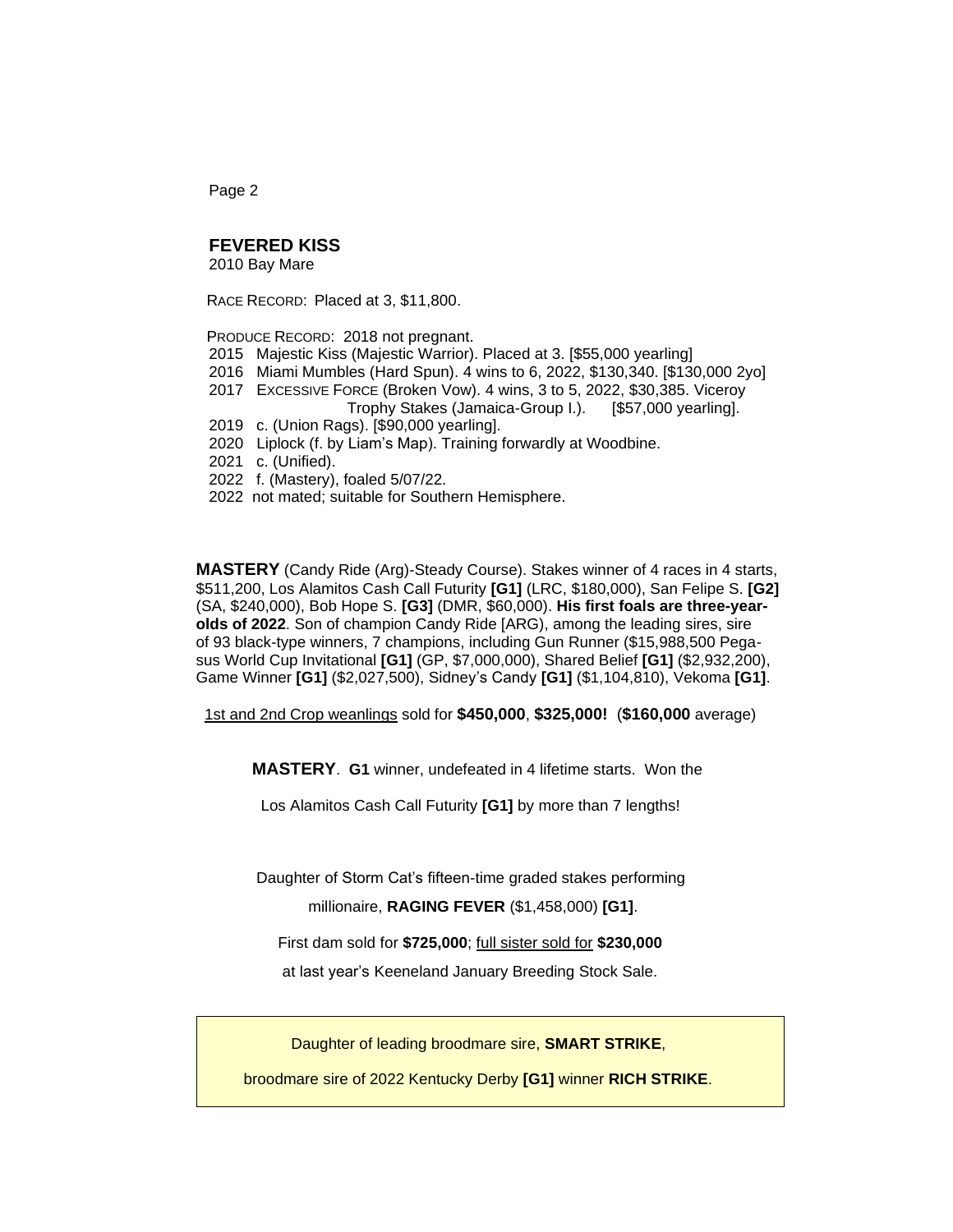## FEVERED KISS

2010 Bay Mare

RACE RECORD: Placed at 3, $11,800.

PRODUCE RECORD: 2018 not pregnant.

2015 Majestic Kiss (Majestic Warrior). Placed at 3. [$55,000 yearling]
2016 Miami Mumbles (Hard Spun). 4 wins to 6, 2022, $130,340. [$130,000 2yo]
2017 EXCESSIVE FORCE (Broken Vow). 4 wins, 3 to 5, 2022, $30,385. Viceroy Trophy Stakes (Jamaica-Group I.). [$57,000 yearling].
2019 c. (Union Rags). [$90,000 yearling].
2020 Liplock (f. by Liam's Map). Training forwardly at Woodbine.
2021 c. (Unified).
2022 f. (Mastery), foaled 5/07/22.
2022 not mated; suitable for Southern Hemisphere.

**MASTERY** (Candy Ride (Arg)-Steady Course). Stakes winner of 4 races in 4 starts, $511,200, Los Alamitos Cash Call Futurity **[G1]** (LRC, $180,000), San Felipe S. **[G2]** (SA, $240,000), Bob Hope S. **[G3]** (DMR, $60,000). **His first foals are three-year-olds of 2022**. Son of champion Candy Ride [ARG), among the leading sires, sire of 93 black-type winners, 7 champions, including Gun Runner ($15,988,500 Pegasus World Cup Invitational **[G1]** (GP, $7,000,000), Shared Belief **[G1]** ($2,932,200), Game Winner **[G1]** ($2,027,500), Sidney's Candy **[G1]** ($1,104,810), Vekoma **[G1]**.

1st and 2nd Crop weanlings sold for **$450,000**, **$325,000!** (**$160,000** average)

**MASTERY**. **G1** winner, undefeated in 4 lifetime starts. Won the

Los Alamitos Cash Call Futurity **[G1]** by more than 7 lengths!

Daughter of Storm Cat's fifteen-time graded stakes performing

millionaire, **RAGING FEVER** ($1,458,000) **[G1]**.

First dam sold for **$725,000**; full sister sold for **$230,000**

at last year's Keeneland January Breeding Stock Sale.

Daughter of leading broodmare sire, **SMART STRIKE**,

broodmare sire of 2022 Kentucky Derby **[G1]** winner **RICH STRIKE**.